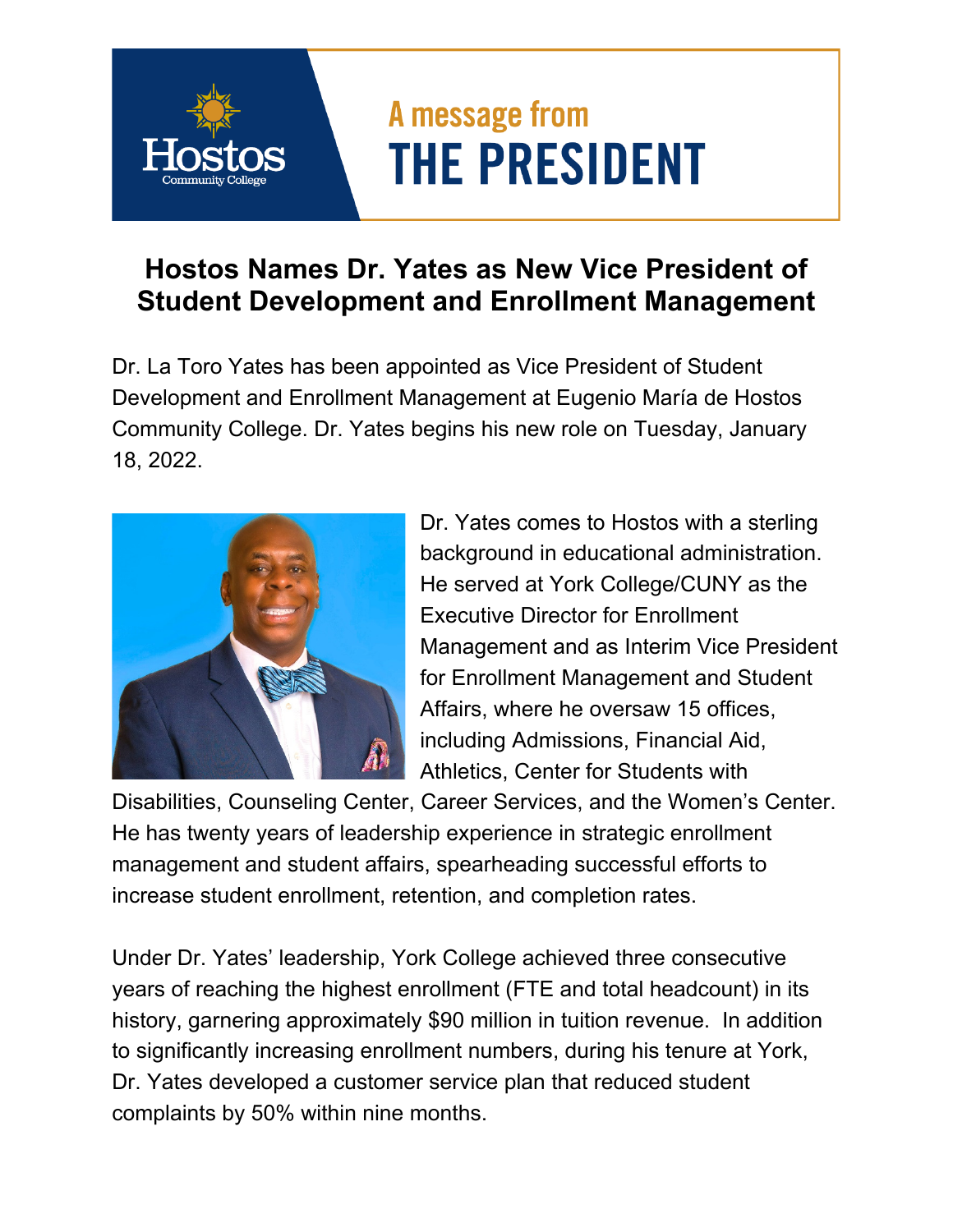A message from

# THE PRESIDENT

## Hostos Names Dr. Yates as New Vice President of Student Development and Enrollment Management

Dr. La Toro Yates has been appointed as Vice President of Student Development and Enrollment Management at Eugenio María de Hostos Community College. Dr. Yates begins his new role on Tuesday, January 18, 2022.

Dr. Yates comes to Hostos with a sterling background in educational administration. He served at York College/CUNY as the Executive Director for Enrollment Management and as Interim Vice President for Enrollment Management and Student Affairs, where he oversaw 15 offices, including Admissions, Financial Aid, Athletics, Center for Students with Disabilities, Counseling Center, Career Services, and the Women's Center. He has twenty years of leadership experience in strategic enrollment management and student affairs, spearheading successful efforts to increase student enrollment, retention, and completion rates.

Under Dr. Yates' leadership, York College achieved three consecutive years of reaching the highest enrollment (FTE and total headcount) in its history, garnering approximately $90 million in tuition revenue. In addition to significantly increasing enrollment numbers, during his tenure at York, Dr. Yates developed a customer service plan that reduced student complaints by 50% within nine months.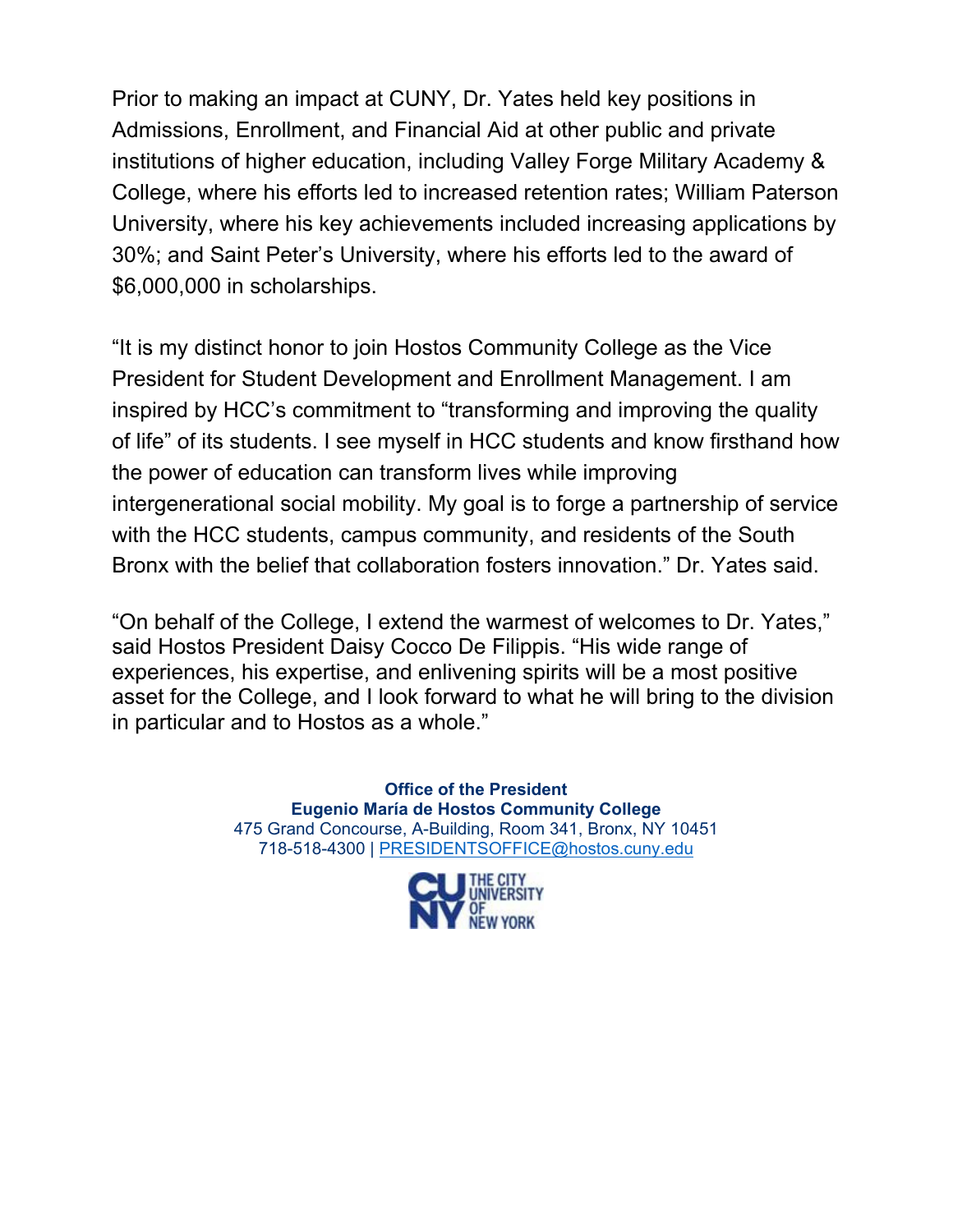Prior to making an impact at CUNY, Dr. Yates held key positions in Admissions, Enrollment, and Financial Aid at other public and private institutions of higher education, including Valley Forge Military Academy & College, where his efforts led to increased retention rates; William Paterson University, where his key achievements included increasing applications by 30%; and Saint Peter's University, where his efforts led to the award of $6,000,000 in scholarships.

"It is my distinct honor to join Hostos Community College as the Vice President for Student Development and Enrollment Management. I am inspired by HCC's commitment to "transforming and improving the quality of life" of its students. I see myself in HCC students and know firsthand how the power of education can transform lives while improving intergenerational social mobility. My goal is to forge a partnership of service with the HCC students, campus community, and residents of the South Bronx with the belief that collaboration fosters innovation." Dr. Yates said.

"On behalf of the College, I extend the warmest of welcomes to Dr. Yates," said Hostos President Daisy Cocco De Filippis. "His wide range of experiences, his expertise, and enlivening spirits will be a most positive asset for the College, and I look forward to what he will bring to the division in particular and to Hostos as a whole."

**Office of the President**
**Eugenio María de Hostos Community College**
475 Grand Concourse, A-Building, Room 341, Bronx, NY 10451
718-518-4300 | PRESIDENTSOFFICE@hostos.cuny.edu

CUNY THE CITY UNIVERSITY OF NEW YORK